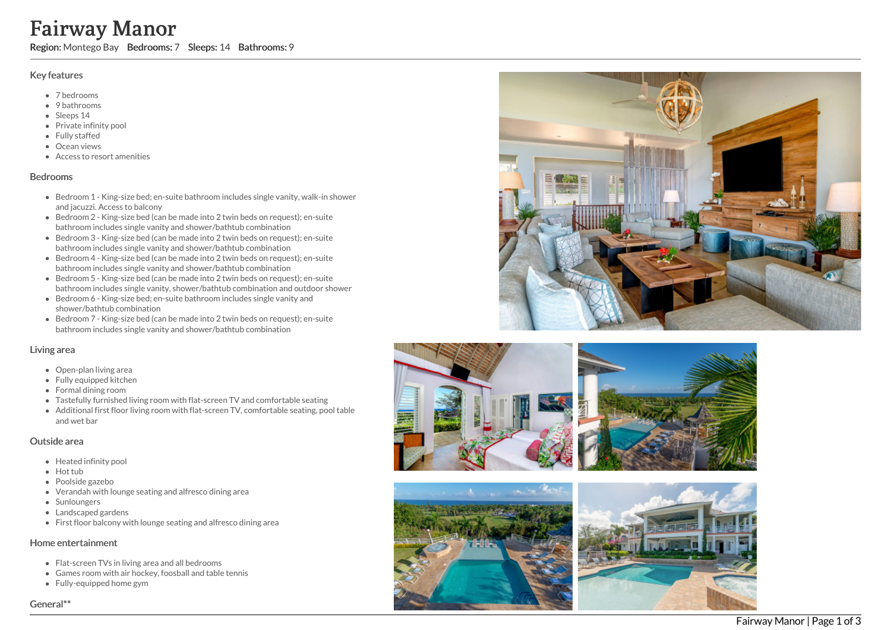# Fairway Manor

**Region:** Montego Bay **Bedrooms:** 7 **Sleeps:** 14 **Bathrooms:** 9

## Key features

- 7 bedrooms
- 9 bathrooms
- Sleeps 14
- Private infinity pool
- Fully staffed
- Ocean views
- Access to resort amenities

## Bedrooms

- Bedroom 1 - King-size bed; en-suite bathroom includes single vanity, walk-in shower and jacuzzi. Access to balcony
- Bedroom 2 - King-size bed (can be made into 2 twin beds on request); en-suite bathroom includes single vanity and shower/bathtub combination
- Bedroom 3 - King-size bed (can be made into 2 twin beds on request); en-suite bathroom includes single vanity and shower/bathtub combination
- Bedroom 4 - King-size bed (can be made into 2 twin beds on request); en-suite bathroom includes single vanity and shower/bathtub combination
- Bedroom 5 - King-size bed (can be made into 2 twin beds on request); en-suite bathroom includes single vanity, shower/bathtub combination and outdoor shower
- Bedroom 6 - King-size bed; en-suite bathroom includes single vanity and shower/bathtub combination
- Bedroom 7 - King-size bed (can be made into 2 twin beds on request); en-suite bathroom includes single vanity and shower/bathtub combination

## Living area

- Open-plan living area
- Fully equipped kitchen
- Formal dining room
- Tastefully furnished living room with flat-screen TV and comfortable seating
- Additional first floor living room with flat-screen TV, comfortable seating, pool table and wet bar

## Outside area

- Heated infinity pool
- Hot tub
- Poolside gazebo
- Verandah with lounge seating and alfresco dining area
- Sunloungers
- Landscaped gardens
- First floor balcony with lounge seating and alfresco dining area

## Home entertainment

- Flat-screen TVs in living area and all bedrooms
- Games room with air hockey, foosball and table tennis
- Fully-equipped home gym

## General**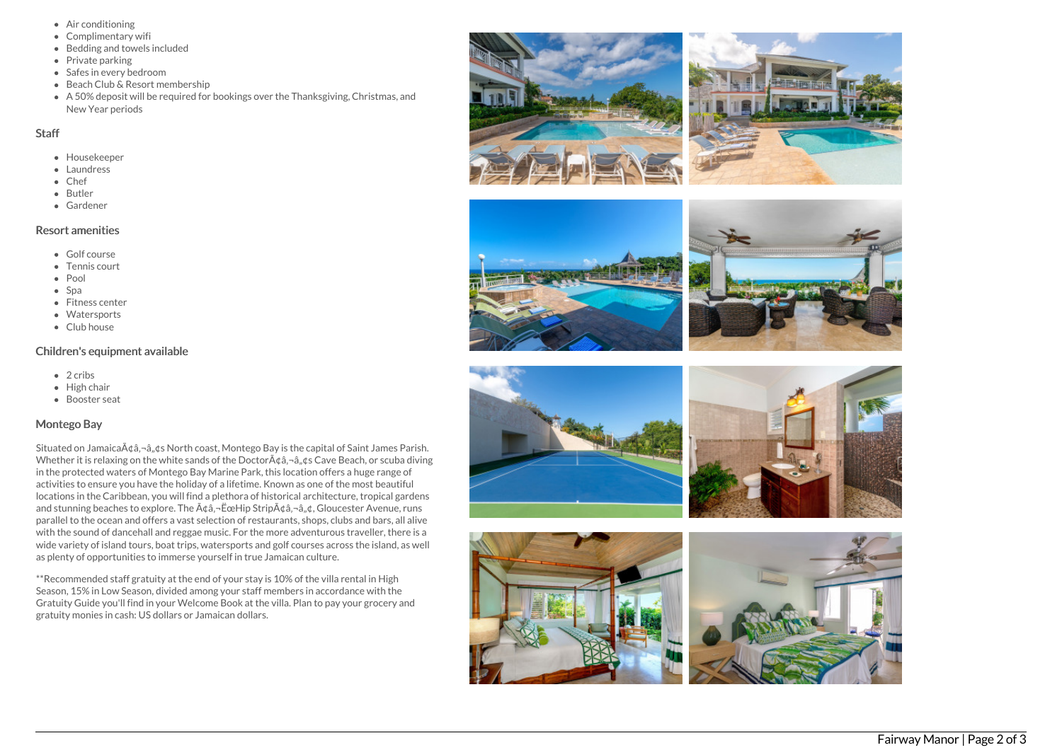- Air conditioning
- Complimentary wifi
- Bedding and towels included
- Private parking
- Safes in every bedroom
- Beach Club & Resort membership
- A 50% deposit will be required for bookings over the Thanksgiving, Christmas, and New Year periods

## Staff

- Housekeeper
- Laundress
- Chef
- Butler
- Gardener

## Resort amenities

- Golf course
- Tennis court
- Pool
- Spa
- Fitness center
- Watersports
- Club house

## Children's equipment available

- 2 cribs
- High chair
- Booster seat

## Montego Bay

Situated on JamaicaÃ¢â‚¬â„¢s North coast, Montego Bay is the capital of Saint James Parish. Whether it is relaxing on the white sands of the DoctorÃ¢â‚¬â„¢s Cave Beach, or scuba diving in the protected waters of Montego Bay Marine Park, this location offers a huge range of activities to ensure you have the holiday of a lifetime. Known as one of the most beautiful locations in the Caribbean, you will find a plethora of historical architecture, tropical gardens and stunning beaches to explore. The Ã¢â‚¬ËœHip StripÃ¢â‚¬â„¢, Gloucester Avenue, runs parallel to the ocean and offers a vast selection of restaurants, shops, clubs and bars, all alive with the sound of dancehall and reggae music. For the more adventurous traveller, there is a wide variety of island tours, boat trips, watersports and golf courses across the island, as well as plenty of opportunities to immerse yourself in true Jamaican culture.

**Recommended staff gratuity at the end of your stay is 10% of the villa rental in High Season, 15% in Low Season, divided among your staff members in accordance with the Gratuity Guide you'll find in your Welcome Book at the villa. Plan to pay your grocery and gratuity monies in cash: US dollars or Jamaican dollars.